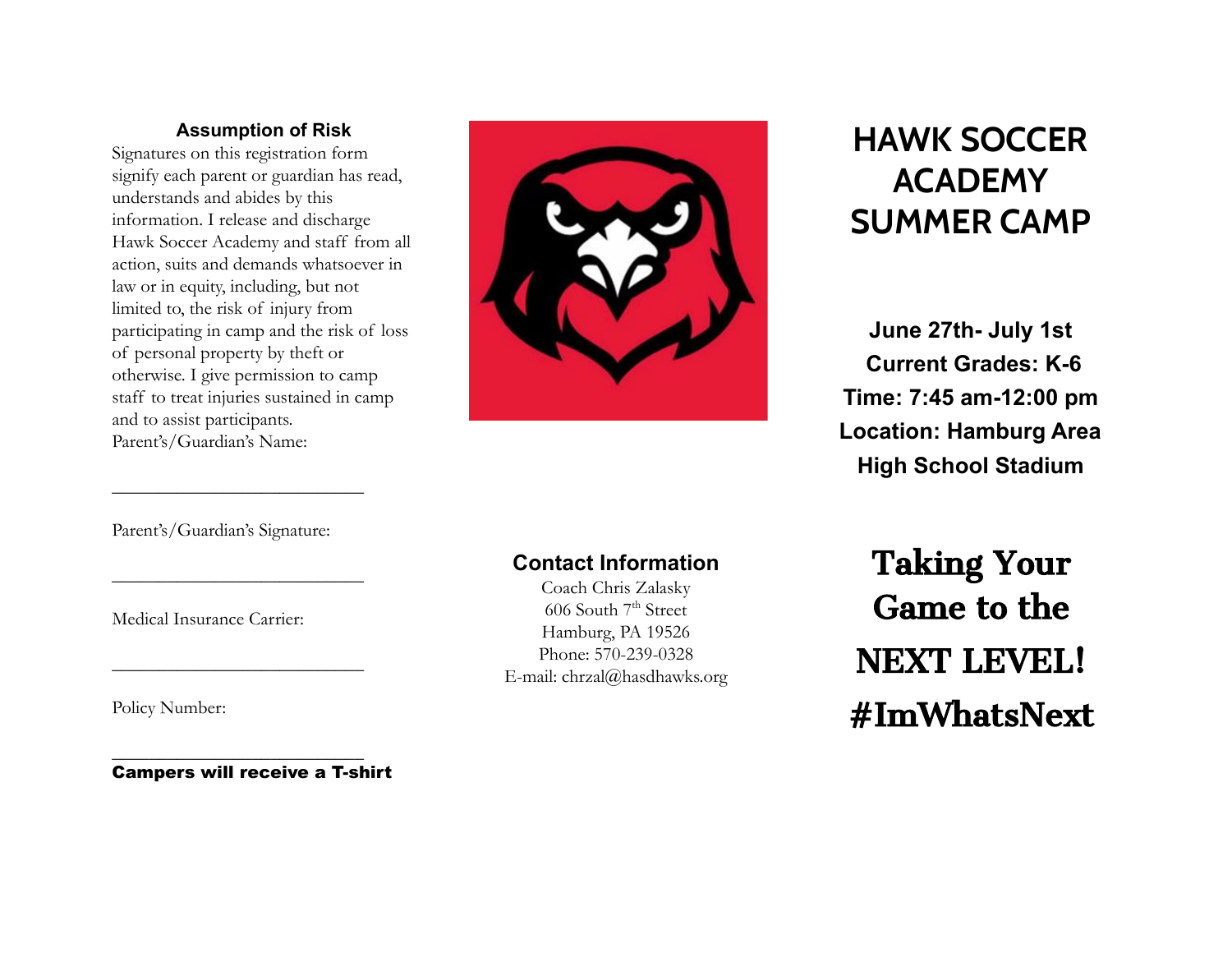## Assumption of Risk

Signatures on this registration form signify each parent or guardian has read, understands and abides by this information. I release and discharge Hawk Soccer Academy and staff from all action, suits and demands whatsoever in law or in equity, including, but not limited to, the risk of injury from participating in camp and the risk of loss of personal property by theft or otherwise. I give permission to camp staff to treat injuries sustained in camp and to assist participants.

Parent's/Guardian's Name:

_________________________

Parent's/Guardian's Signature:

_________________________

Medical Insurance Carrier:

_________________________

Policy Number:

_________________________

**Campers will receive a T-shirt**

## Contact Information

Coach Chris Zalasky
606 South 7th Street
Hamburg, PA 19526
Phone: 570-239-0328
E-mail: chrzal@hasdhawks.org

# HAWK SOCCER ACADEMY SUMMER CAMP

**June 27th- July 1st**
**Current Grades: K-6**
**Time: 7:45 am-12:00 pm**
**Location: Hamburg Area High School Stadium**

## Taking Your Game to the NEXT LEVEL!

## #ImWhatsNext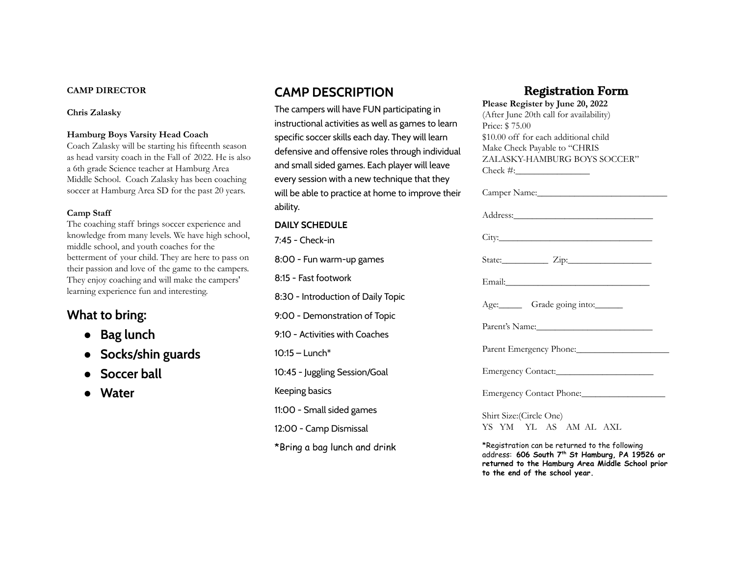**CAMP DIRECTOR**

**Chris Zalasky**

**Hamburg Boys Varsity Head Coach**
Coach Zalasky will be starting his fifteenth season as head varsity coach in the Fall of 2022. He is also a 6th grade Science teacher at Hamburg Area Middle School. Coach Zalasky has been coaching soccer at Hamburg Area SD for the past 20 years.

**Camp Staff**
The coaching staff brings soccer experience and knowledge from many levels. We have high school, middle school, and youth coaches for the betterment of your child. They are here to pass on their passion and love of the game to the campers. They enjoy coaching and will make the campers' learning experience fun and interesting.

## What to bring:

- **Bag lunch**
- **Socks/shin guards**
- **Soccer ball**
- **Water**

## CAMP DESCRIPTION

The campers will have FUN participating in instructional activities as well as games to learn specific soccer skills each day. They will learn defensive and offensive roles through individual and small sided games. Each player will leave every session with a new technique that they will be able to practice at home to improve their ability.

**DAILY SCHEDULE**

7:45 - Check-in

8:00 - Fun warm-up games

8:15 - Fast footwork

8:30 - Introduction of Daily Topic

9:00 - Demonstration of Topic

9:10 - Activities with Coaches

10:15 – Lunch*

10:45 - Juggling Session/Goal Keeping basics

11:00 - Small sided games

12:00 - Camp Dismissal

*Bring a bag lunch and drink

## Registration Form

**Please Register by June 20, 2022**
(After June 20th call for availability)
Price: $ 75.00
$10.00 off for each additional child
Make Check Payable to "CHRIS ZALASKY-HAMBURG BOYS SOCCER"
Check #:_______________

Camper Name:___________________________

Address:_____________________________

City:________________________________

State:_________ Zip:_________________

Email:______________________________

Age:_____ Grade going into:______

Parent's Name:________________________

Parent Emergency Phone:___________________

Emergency Contact:____________________

Emergency Contact Phone:_________________

Shirt Size:(Circle One)
YS YM YL AS AM AL AXL

*Registration can be returned to the following address: **606 South 7th St Hamburg, PA 19526 or returned to the Hamburg Area Middle School prior to the end of the school year.**